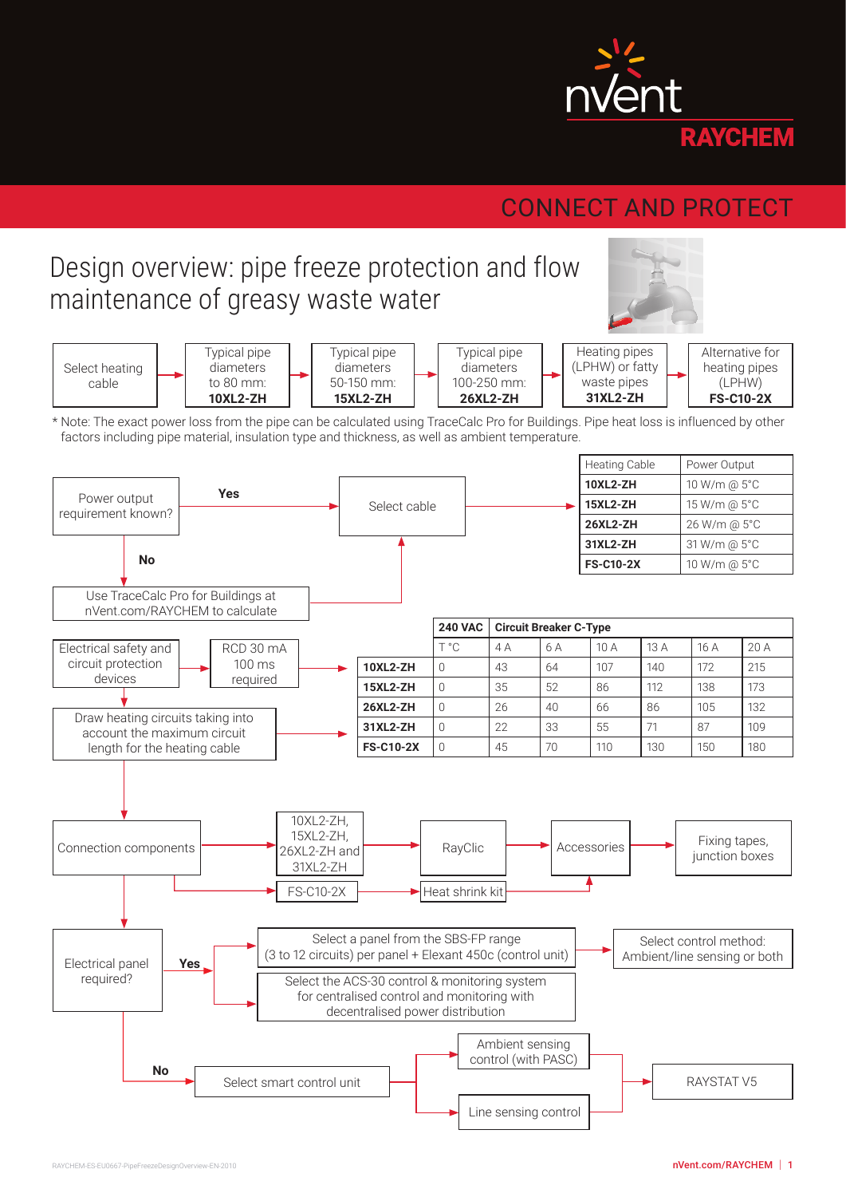nVent RAYCHEM

CONNECT AND PROTECT

# Design overview: pipe freeze protection and flow maintenance of greasy waste water

Select heating cable → Typical pipe diameters to 80 mm: **10XL2-ZH** → Typical pipe diameters 50-150 mm: **15XL2-ZH** → Typical pipe diameters 100-250 mm: **26XL2-ZH** → Heating pipes (LPHW) or fatty waste pipes **31XL2-ZH** → Alternative for heating pipes (LPHW) **FS-C10-2X**

* Note: The exact power loss from the pipe can be calculated using TraceCalc Pro for Buildings. Pipe heat loss is influenced by other factors including pipe material, insulation type and thickness, as well as ambient temperature.

Power output requirement known?
- **Yes** → Select cable
- **No** → Use TraceCalc Pro for Buildings at nVent.com/RAYCHEM to calculate → Select cable

| Heating Cable | Power Output |
|---|---|
| **10XL2-ZH** | 10 W/m @ 5°C |
| **15XL2-ZH** | 15 W/m @ 5°C |
| **26XL2-ZH** | 26 W/m @ 5°C |
| **31XL2-ZH** | 31 W/m @ 5°C |
| **FS-C10-2X** | 10 W/m @ 5°C |

Electrical safety and circuit protection devices → RCD 30 mA 100 ms required

Draw heating circuits taking into account the maximum circuit length for the heating cable

| **240 VAC** | **Circuit Breaker C-Type** | | | | | | |
|---|---|---|---|---|---|---|---|
| | T °C | 4 A | 6 A | 10 A | 13 A | 16 A | 20 A |
| **10XL2-ZH** | 0 | 43 | 64 | 107 | 140 | 172 | 215 |
| **15XL2-ZH** | 0 | 35 | 52 | 86 | 112 | 138 | 173 |
| **26XL2-ZH** | 0 | 26 | 40 | 66 | 86 | 105 | 132 |
| **31XL2-ZH** | 0 | 22 | 33 | 55 | 71 | 87 | 109 |
| **FS-C10-2X** | 0 | 45 | 70 | 110 | 130 | 150 | 180 |

Connection components
- 10XL2-ZH, 15XL2-ZH, 26XL2-ZH and 31XL2-ZH → RayClic → Accessories → Fixing tapes, junction boxes
- FS-C10-2X → Heat shrink kit → Accessories

Electrical panel required?
- **Yes** →
  - Select a panel from the SBS-FP range (3 to 12 circuits) per panel + Elexant 450c (control unit) → Select control method: Ambient/line sensing or both
  - Select the ACS-30 control & monitoring system for centralised control and monitoring with decentralised power distribution
- **No** → Select smart control unit →
  - Ambient sensing control (with PASC) → RAYSTAT V5
  - Line sensing control → RAYSTAT V5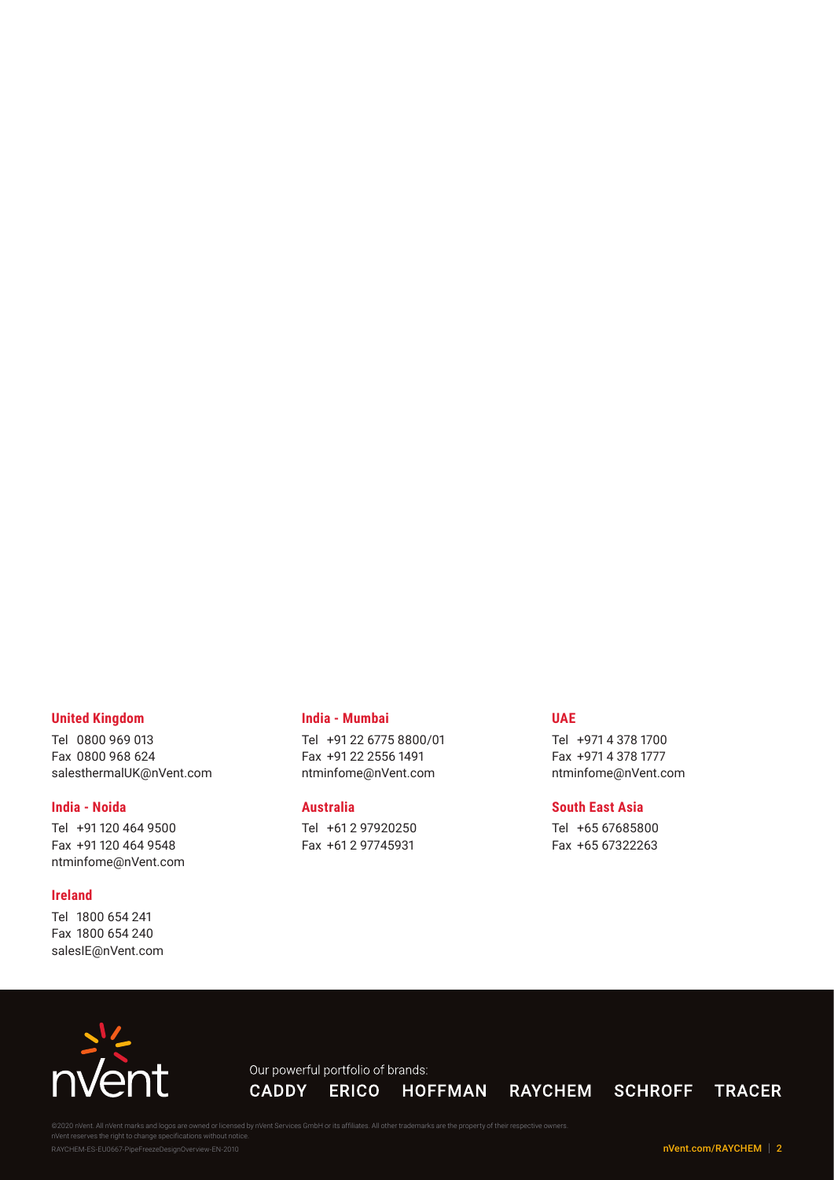**United Kingdom**

Tel 0800 969 013
Fax 0800 968 624
salesthermalUK@nVent.com

**India - Noida**

Tel +91 120 464 9500
Fax +91 120 464 9548
ntminfome@nVent.com

**Ireland**

Tel 1800 654 241
Fax 1800 654 240
salesIE@nVent.com

**India - Mumbai**

Tel +91 22 6775 8800/01
Fax +91 22 2556 1491
ntminfome@nVent.com

**Australia**

Tel +61 2 97920250
Fax +61 2 97745931

**UAE**

Tel +971 4 378 1700
Fax +971 4 378 1777
ntminfome@nVent.com

**South East Asia**

Tel +65 67685800
Fax +65 67322263

Our powerful portfolio of brands:
CADDY ERICO HOFFMAN RAYCHEM SCHROFF TRACER

©2020 nVent. All nVent marks and logos are owned or licensed by nVent Services GmbH or its affiliates. All other trademarks are the property of their respective owners.
nVent reserves the right to change specifications without notice.

RAYCHEM-ES-EU0667-PipeFreezeDesignOverview-EN-2010

nVent.com/RAYCHEM